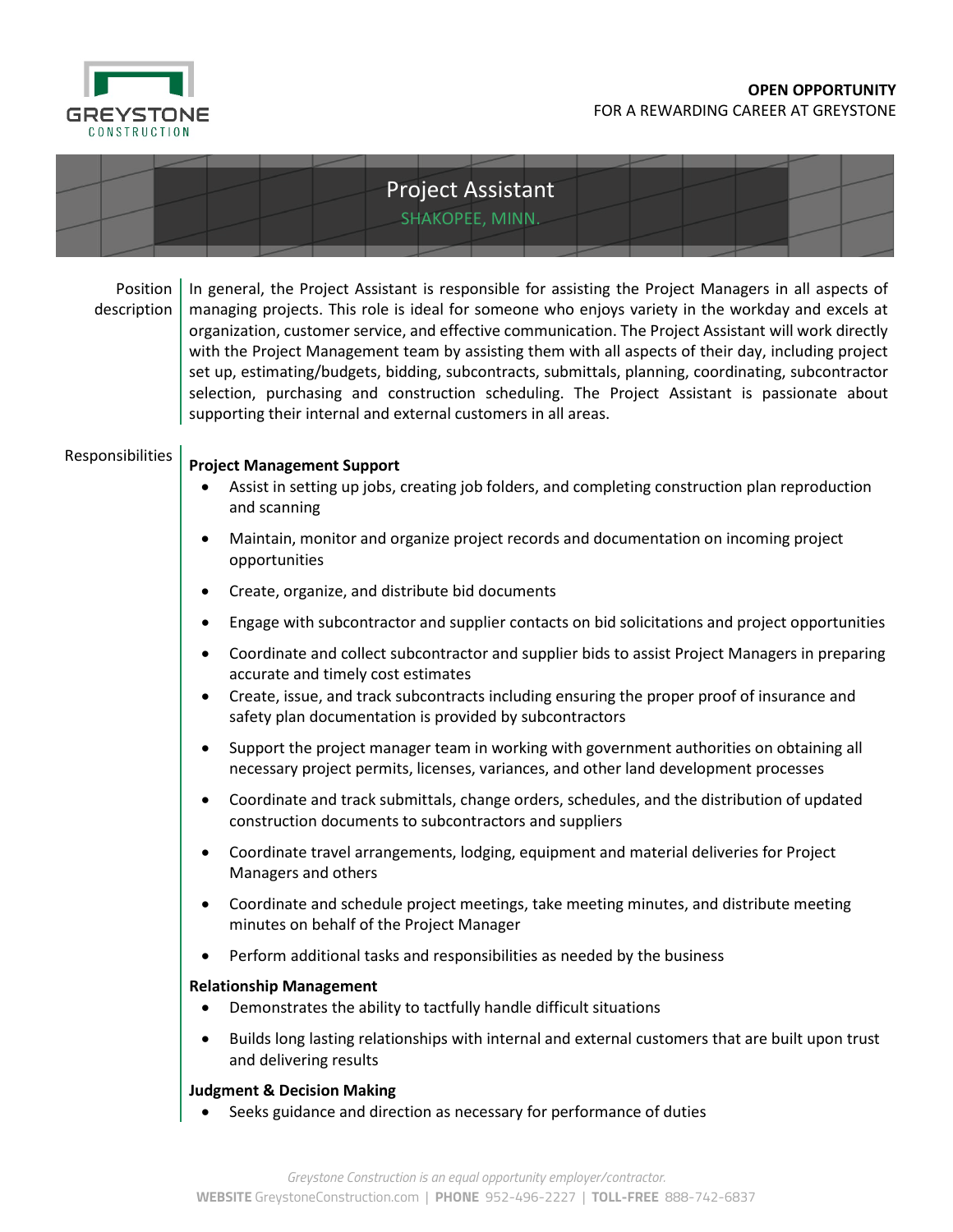GREYSTONE CONSTRUCTION

**OPEN OPPORTUNITY**
FOR A REWARDING CAREER AT GREYSTONE

# Project Assistant

SHAKOPEE, MINN.

## Position description

In general, the Project Assistant is responsible for assisting the Project Managers in all aspects of managing projects. This role is ideal for someone who enjoys variety in the workday and excels at organization, customer service, and effective communication. The Project Assistant will work directly with the Project Management team by assisting them with all aspects of their day, including project set up, estimating/budgets, bidding, subcontracts, submittals, planning, coordinating, subcontractor selection, purchasing and construction scheduling. The Project Assistant is passionate about supporting their internal and external customers in all areas.

## Responsibilities

**Project Management Support**

- Assist in setting up jobs, creating job folders, and completing construction plan reproduction and scanning
- Maintain, monitor and organize project records and documentation on incoming project opportunities
- Create, organize, and distribute bid documents
- Engage with subcontractor and supplier contacts on bid solicitations and project opportunities
- Coordinate and collect subcontractor and supplier bids to assist Project Managers in preparing accurate and timely cost estimates
- Create, issue, and track subcontracts including ensuring the proper proof of insurance and safety plan documentation is provided by subcontractors
- Support the project manager team in working with government authorities on obtaining all necessary project permits, licenses, variances, and other land development processes
- Coordinate and track submittals, change orders, schedules, and the distribution of updated construction documents to subcontractors and suppliers
- Coordinate travel arrangements, lodging, equipment and material deliveries for Project Managers and others
- Coordinate and schedule project meetings, take meeting minutes, and distribute meeting minutes on behalf of the Project Manager
- Perform additional tasks and responsibilities as needed by the business

**Relationship Management**

- Demonstrates the ability to tactfully handle difficult situations
- Builds long lasting relationships with internal and external customers that are built upon trust and delivering results

**Judgment & Decision Making**

- Seeks guidance and direction as necessary for performance of duties

*Greystone Construction is an equal opportunity employer/contractor.*

**WEBSITE** GreystoneConstruction.com | **PHONE** 952-496-2227 | **TOLL-FREE** 888-742-6837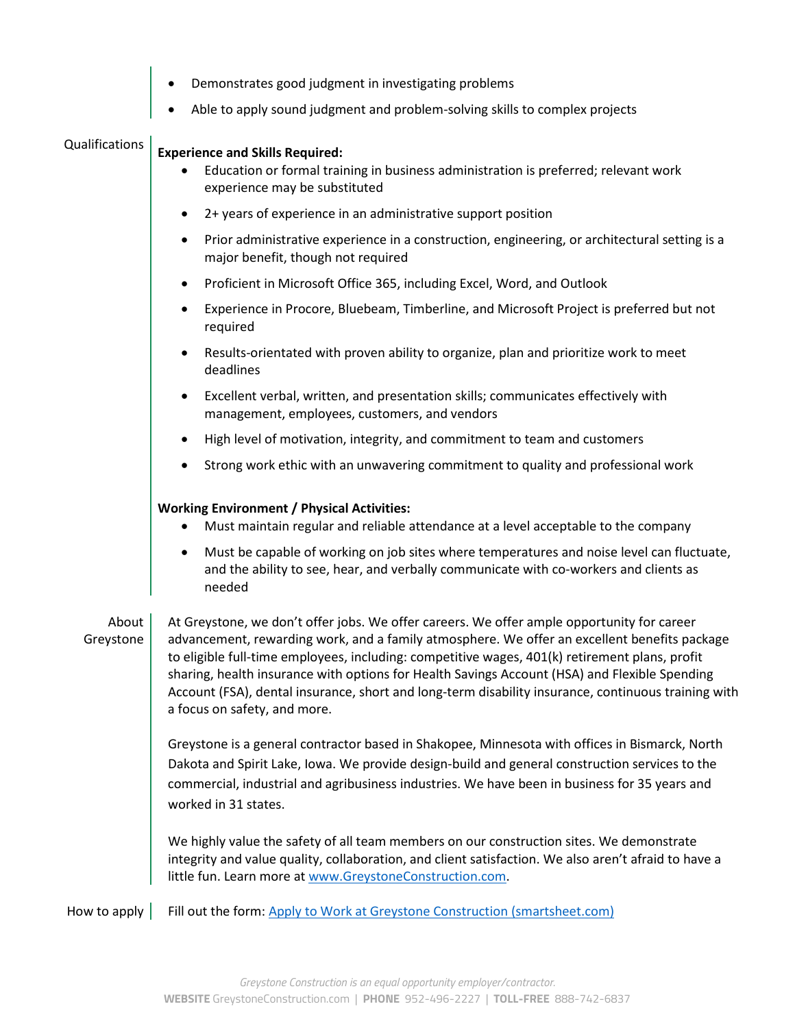- Demonstrates good judgment in investigating problems
- Able to apply sound judgment and problem-solving skills to complex projects

## Qualifications

**Experience and Skills Required:**

- Education or formal training in business administration is preferred; relevant work experience may be substituted
- 2+ years of experience in an administrative support position
- Prior administrative experience in a construction, engineering, or architectural setting is a major benefit, though not required
- Proficient in Microsoft Office 365, including Excel, Word, and Outlook
- Experience in Procore, Bluebeam, Timberline, and Microsoft Project is preferred but not required
- Results-orientated with proven ability to organize, plan and prioritize work to meet deadlines
- Excellent verbal, written, and presentation skills; communicates effectively with management, employees, customers, and vendors
- High level of motivation, integrity, and commitment to team and customers
- Strong work ethic with an unwavering commitment to quality and professional work

**Working Environment / Physical Activities:**

- Must maintain regular and reliable attendance at a level acceptable to the company
- Must be capable of working on job sites where temperatures and noise level can fluctuate, and the ability to see, hear, and verbally communicate with co-workers and clients as needed

## About Greystone

At Greystone, we don't offer jobs. We offer careers. We offer ample opportunity for career advancement, rewarding work, and a family atmosphere. We offer an excellent benefits package to eligible full-time employees, including: competitive wages, 401(k) retirement plans, profit sharing, health insurance with options for Health Savings Account (HSA) and Flexible Spending Account (FSA), dental insurance, short and long-term disability insurance, continuous training with a focus on safety, and more.

Greystone is a general contractor based in Shakopee, Minnesota with offices in Bismarck, North Dakota and Spirit Lake, Iowa. We provide design-build and general construction services to the commercial, industrial and agribusiness industries. We have been in business for 35 years and worked in 31 states.

We highly value the safety of all team members on our construction sites. We demonstrate integrity and value quality, collaboration, and client satisfaction. We also aren't afraid to have a little fun. Learn more at [www.GreystoneConstruction.com](http://www.GreystoneConstruction.com).

## How to apply

Fill out the form: [Apply to Work at Greystone Construction (smartsheet.com)]()

*Greystone Construction is an equal opportunity employer/contractor.*

**WEBSITE** GreystoneConstruction.com | **PHONE** 952-496-2227 | **TOLL-FREE** 888-742-6837